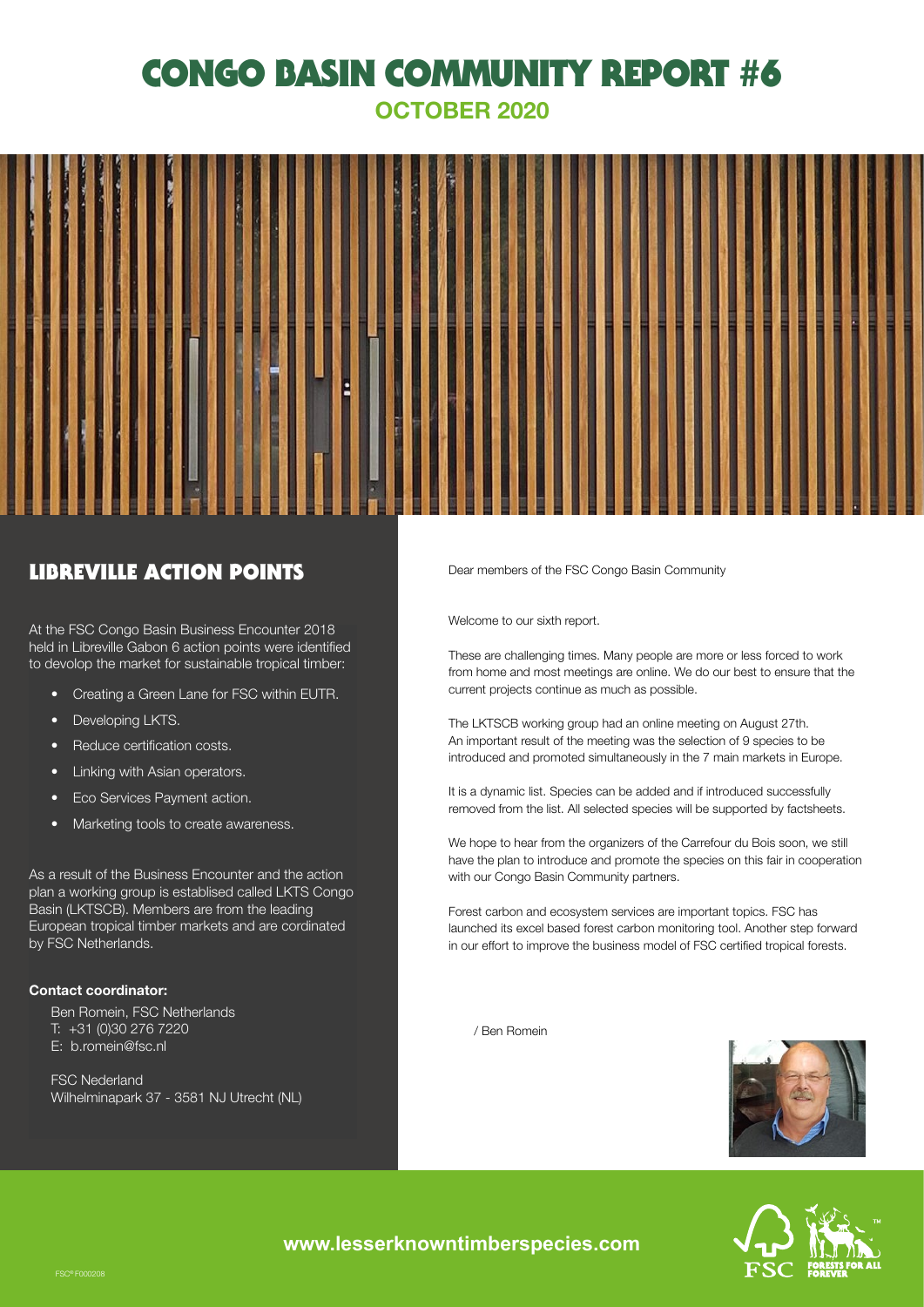# CONGO BASIN COMMUNITY REPORT #6

**OCTOBER 2020**

## LIBREVILLE ACTION POINTS

At the FSC Congo Basin Business Encounter 2018 held in Libreville Gabon 6 action points were identified to devolop the market for sustainable tropical timber:

- Creating a Green Lane for FSC within EUTR.
- Developing LKTS.
- Reduce certification costs.
- Linking with Asian operators.
- Eco Services Payment action.
- Marketing tools to create awareness.

As a result of the Business Encounter and the action plan a working group is establised called LKTS Congo Basin (LKTSCB). Members are from the leading European tropical timber markets and are cordinated by FSC Netherlands.

**Contact coordinator:**

Ben Romein, FSC Netherlands
T: +31 (0)30 276 7220
E: b.romein@fsc.nl

FSC Nederland
Wilhelminapark 37 - 3581 NJ Utrecht (NL)

Dear members of the FSC Congo Basin Community

Welcome to our sixth report.

These are challenging times. Many people are more or less forced to work from home and most meetings are online. We do our best to ensure that the current projects continue as much as possible.

The LKTSCB working group had an online meeting on August 27th. An important result of the meeting was the selection of 9 species to be introduced and promoted simultaneously in the 7 main markets in Europe.

It is a dynamic list. Species can be added and if introduced successfully removed from the list. All selected species will be supported by factsheets.

We hope to hear from the organizers of the Carrefour du Bois soon, we still have the plan to introduce and promote the species on this fair in cooperation with our Congo Basin Community partners.

Forest carbon and ecosystem services are important topics. FSC has launched its excel based forest carbon monitoring tool. Another step forward in our effort to improve the business model of FSC certified tropical forests.

/ Ben Romein

**www.lesserknowntimberspecies.com**

FSC® F000208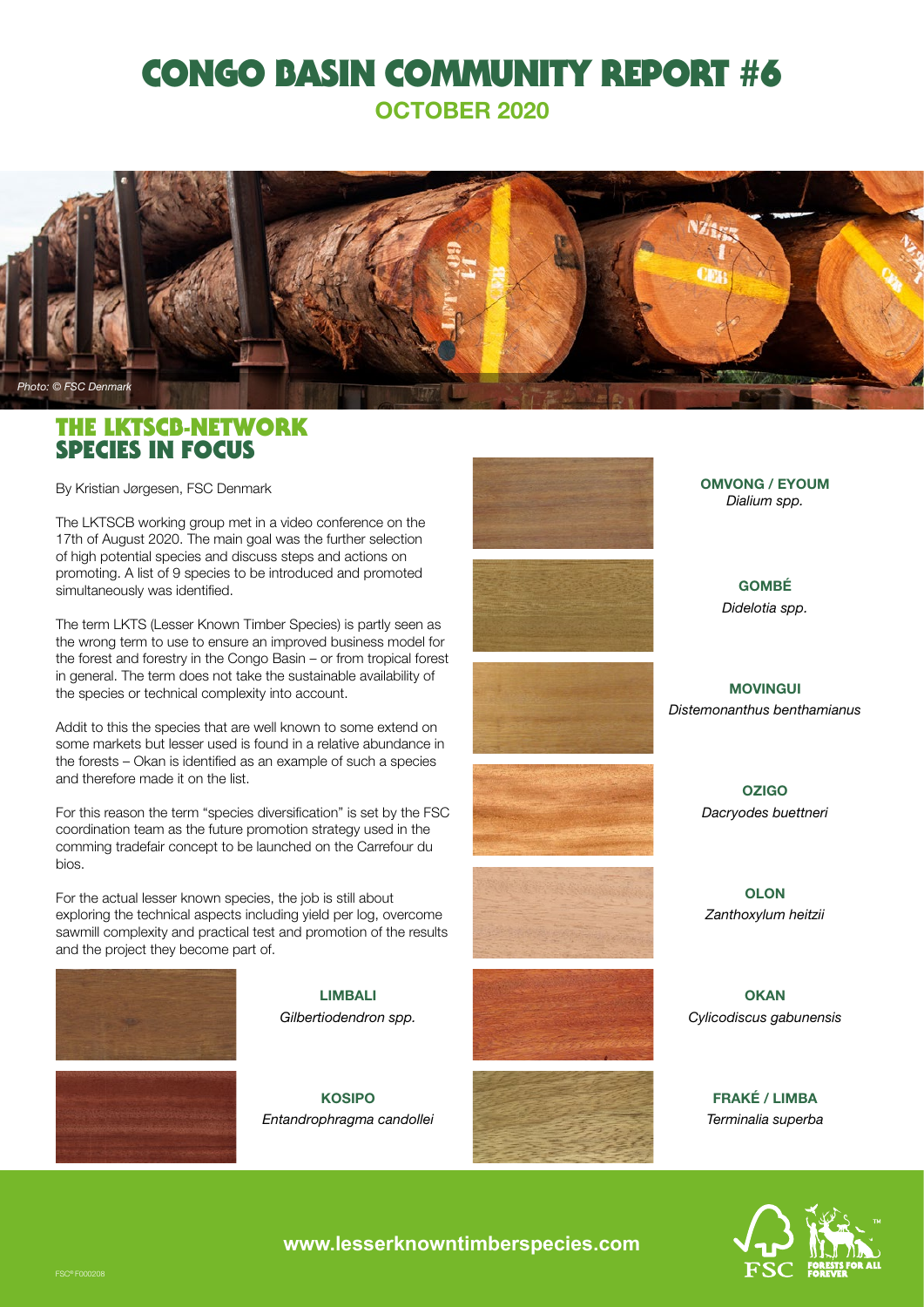# CONGO BASIN COMMUNITY REPORT #6

**OCTOBER 2020**

*Photo: © FSC Denmark*

## THE LKTSCB-NETWORK SPECIES IN FOCUS

By Kristian Jørgesen, FSC Denmark

The LKTSCB working group met in a video conference on the 17th of August 2020. The main goal was the further selection of high potential species and discuss steps and actions on promoting. A list of 9 species to be introduced and promoted simultaneously was identified.

The term LKTS (Lesser Known Timber Species) is partly seen as the wrong term to use to ensure an improved business model for the forest and forestry in the Congo Basin – or from tropical forest in general. The term does not take the sustainable availability of the species or technical complexity into account.

Addit to this the species that are well known to some extend on some markets but lesser used is found in a relative abundance in the forests – Okan is identified as an example of such a species and therefore made it on the list.

For this reason the term "species diversification" is set by the FSC coordination team as the future promotion strategy used in the comming tradefair concept to be launched on the Carrefour du bios.

For the actual lesser known species, the job is still about exploring the technical aspects including yield per log, overcome sawmill complexity and practical test and promotion of the results and the project they become part of.

**LIMBALI**
*Gilbertiodendron spp.*

**KOSIPO**
*Entandrophragma candollei*

**OMVONG / EYOUM**
*Dialium spp.*

**GOMBÉ**
*Didelotia spp.*

**MOVINGUI**
*Distemonanthus benthamianus*

**OZIGO**
*Dacryodes buettneri*

**OLON**
*Zanthoxylum heitzii*

**OKAN**
*Cylicodiscus gabunensis*

**FRAKÉ / LIMBA**
*Terminalia superba*

**www.lesserknowntimberspecies.com**

FSC® F000208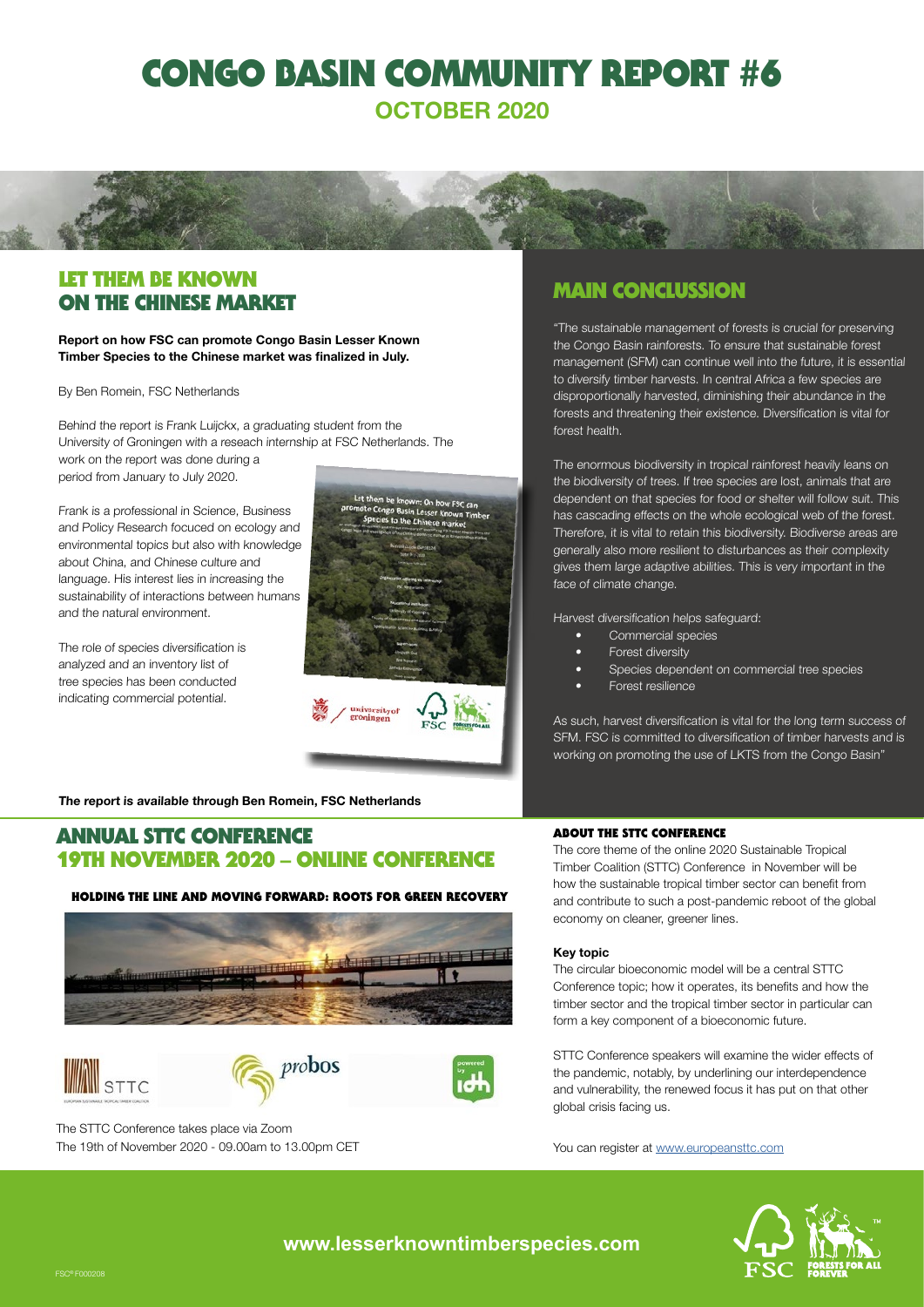# CONGO BASIN COMMUNITY REPORT #6

**OCTOBER 2020**

## LET THEM BE KNOWN ON THE CHINESE MARKET

**Report on how FSC can promote Congo Basin Lesser Known Timber Species to the Chinese market was finalized in July.**

By Ben Romein, FSC Netherlands

Behind the report is Frank Luijckx, a graduating student from the University of Groningen with a reseach internship at FSC Netherlands. The work on the report was done during a period from January to July 2020.

Frank is a professional in Science, Business and Policy Research focuced on ecology and environmental topics but also with knowledge about China, and Chinese culture and language. His interest lies in increasing the sustainability of interactions between humans and the natural environment.

The role of species diversification is analyzed and an inventory list of tree species has been conducted indicating commercial potential.

**The report is available through Ben Romein, FSC Netherlands**

## MAIN CONCLUSSION

"The sustainable management of forests is crucial for preserving the Congo Basin rainforests. To ensure that sustainable forest management (SFM) can continue well into the future, it is essential to diversify timber harvests. In central Africa a few species are disproportionally harvested, diminishing their abundance in the forests and threatening their existence. Diversification is vital for forest health.

The enormous biodiversity in tropical rainforest heavily leans on the biodiversity of trees. If tree species are lost, animals that are dependent on that species for food or shelter will follow suit. This has cascading effects on the whole ecological web of the forest. Therefore, it is vital to retain this biodiversity. Biodiverse areas are generally also more resilient to disturbances as their complexity gives them large adaptive abilities. This is very important in the face of climate change.

Harvest diversification helps safeguard:

- Commercial species
- Forest diversity
- Species dependent on commercial tree species
- Forest resilience

As such, harvest diversification is vital for the long term success of SFM. FSC is committed to diversification of timber harvests and is working on promoting the use of LKTS from the Congo Basin"

## ANNUAL STTC CONFERENCE 19TH NOVEMBER 2020 – ONLINE CONFERENCE

#### HOLDING THE LINE AND MOVING FORWARD: ROOTS FOR GREEN RECOVERY

The STTC Conference takes place via Zoom
The 19th of November 2020 - 09.00am to 13.00pm CET

#### ABOUT THE STTC CONFERENCE

The core theme of the online 2020 Sustainable Tropical Timber Coalition (STTC) Conference in November will be how the sustainable tropical timber sector can benefit from and contribute to such a post-pandemic reboot of the global economy on cleaner, greener lines.

**Key topic**

The circular bioeconomic model will be a central STTC Conference topic; how it operates, its benefits and how the timber sector and the tropical timber sector in particular can form a key component of a bioeconomic future.

STTC Conference speakers will examine the wider effects of the pandemic, notably, by underlining our interdependence and vulnerability, the renewed focus it has put on that other global crisis facing us.

You can register at www.europeansttc.com

**www.lesserknowntimberspecies.com**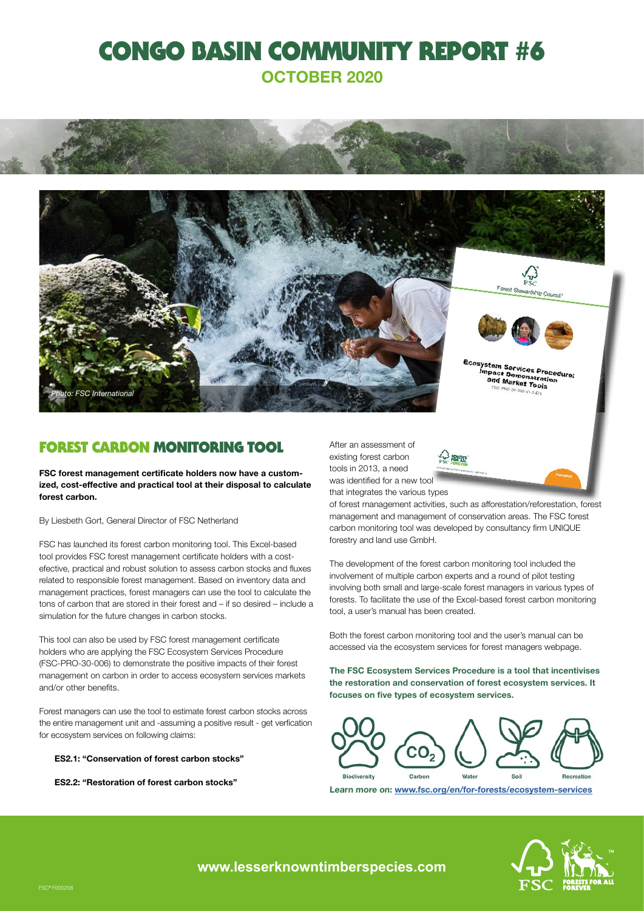# CONGO BASIN COMMUNITY REPORT #6

## OCTOBER 2020

*Photo: FSC International*

## FOREST CARBON MONITORING TOOL

**FSC forest management certificate holders now have a customized, cost-effective and practical tool at their disposal to calculate forest carbon.**

By Liesbeth Gort, General Director of FSC Netherland

FSC has launched its forest carbon monitoring tool. This Excel-based tool provides FSC forest management certificate holders with a cost-efective, practical and robust solution to assess carbon stocks and fluxes related to responsible forest management. Based on inventory data and management practices, forest managers can use the tool to calculate the tons of carbon that are stored in their forest and – if so desired – include a simulation for the future changes in carbon stocks.

This tool can also be used by FSC forest management certificate holders who are applying the FSC Ecosystem Services Procedure (FSC-PRO-30-006) to demonstrate the positive impacts of their forest management on carbon in order to access ecosystem services markets and/or other benefits.

Forest managers can use the tool to estimate forest carbon stocks across the entire management unit and -assuming a positive result - get verfication for ecosystem services on following claims:

**ES2.1: "Conservation of forest carbon stocks"**

**ES2.2: "Restoration of forest carbon stocks"**

After an assessment of existing forest carbon tools in 2013, a need was identified for a new tool that integrates the various types of forest management activities, such as afforestation/reforestation, forest management and management of conservation areas. The FSC forest carbon monitoring tool was developed by consultancy firm UNIQUE forestry and land use GmbH.

The development of the forest carbon monitoring tool included the involvement of multiple carbon experts and a round of pilot testing involving both small and large-scale forest managers in various types of forests. To facilitate the use of the Excel-based forest carbon monitoring tool, a user's manual has been created.

Both the forest carbon monitoring tool and the user's manual can be accessed via the ecosystem services for forest managers webpage.

**The FSC Ecosystem Services Procedure is a tool that incentivises the restoration and conservation of forest ecosystem services. It focuses on five types of ecosystem services.**

Biodiversity
Carbon
Water
Soil
Recreation

**Learn more on: www.fsc.org/en/for-forests/ecosystem-services**

**www.lesserknowntimberspecies.com**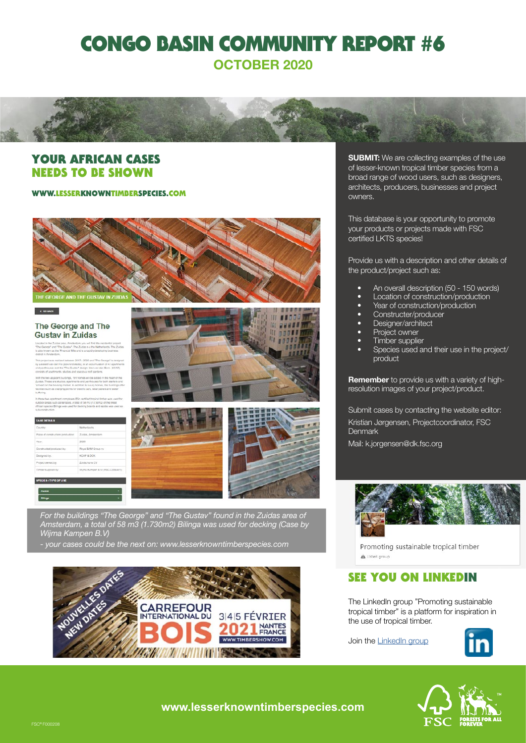# CONGO BASIN COMMUNITY REPORT #6

## OCTOBER 2020

## YOUR AFRICAN CASES NEEDS TO BE SHOWN

**WWW.LESSERKNOWNTIMBERSPECIES.COM**

*For the buildings "The George" and "The Gustav" found in the Zuidas area of Amsterdam, a total of 58 m3 (1.730m2) Bilinga was used for decking (Case by Wijma Kampen B.V)*

*- your cases could be the next on: www.lesserknowntimberspecies.com*

**SUBMIT:** We are collecting examples of the use of lesser-known tropical timber species from a broad range of wood users, such as designers, architects, producers, businesses and project owners.

This database is your opportunity to promote your products or projects made with FSC certified LKTS species!

Provide us with a description and other details of the product/project such as:

- An overall description (50 - 150 words)
- Location of construction/production
- Year of construction/production
- Constructer/producer
- Designer/architect
- Project owner
- Timber supplier
- Species used and their use in the project/product

**Remember** to provide us with a variety of high-resolution images of your project/product.

Submit cases by contacting the website editor:

Kristian Jørgensen, Projectcoordinator, FSC Denmark

Mail: k.jorgensen@dk.fsc.org

## SEE YOU ON LINKEDIN

The LinkedIn group "Promoting sustainable tropical timber" is a platform for inspiration in the use of tropical timber.

Join the LinkedIn group

**www.lesserknowntimberspecies.com**

FSC® F000208